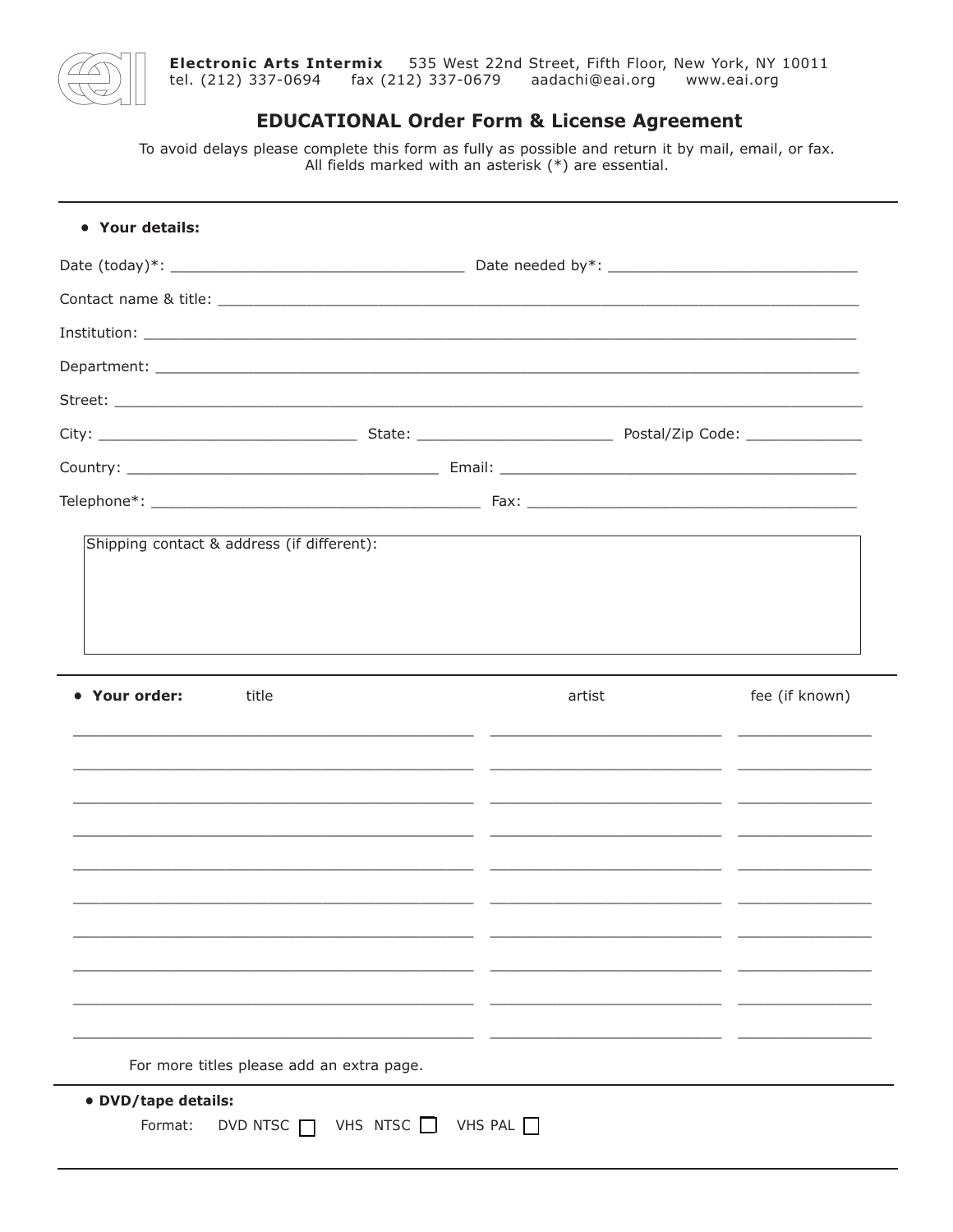**Electronic Arts Intermix** 535 West 22nd Street, Fifth Floor, New York, NY 10011
tel. (212) 337-0694 fax (212) 337-0679 aadachi@eai.org www.eai.org

# EDUCATIONAL Order Form & License Agreement

To avoid delays please complete this form as fully as possible and return it by mail, email, or fax.
All fields marked with an asterisk (*) are essential.

---

- **Your details:**

Date (today)*: ________________________________ Date needed by*: ____________________________

Contact name & title: ________________________________________________________________________

Institution: ________________________________________________________________________________

Department: ________________________________________________________________________________

Street: ____________________________________________________________________________________

City: ____________________________ State: ______________________ Postal/Zip Code: _____________

Country: ___________________________________ Email: ______________________________________

Telephone*: _____________________________________ Fax: ____________________________________

Shipping contact & address (if different):

---

- **Your order:**

| title | artist | fee (if known) |
|---|---|---|
| | | |
| | | |
| | | |
| | | |
| | | |
| | | |
| | | |
| | | |
| | | |
| | | |

For more titles please add an extra page.

---

- **DVD/tape details:**

Format: DVD NTSC ☐ VHS NTSC ☐ VHS PAL ☐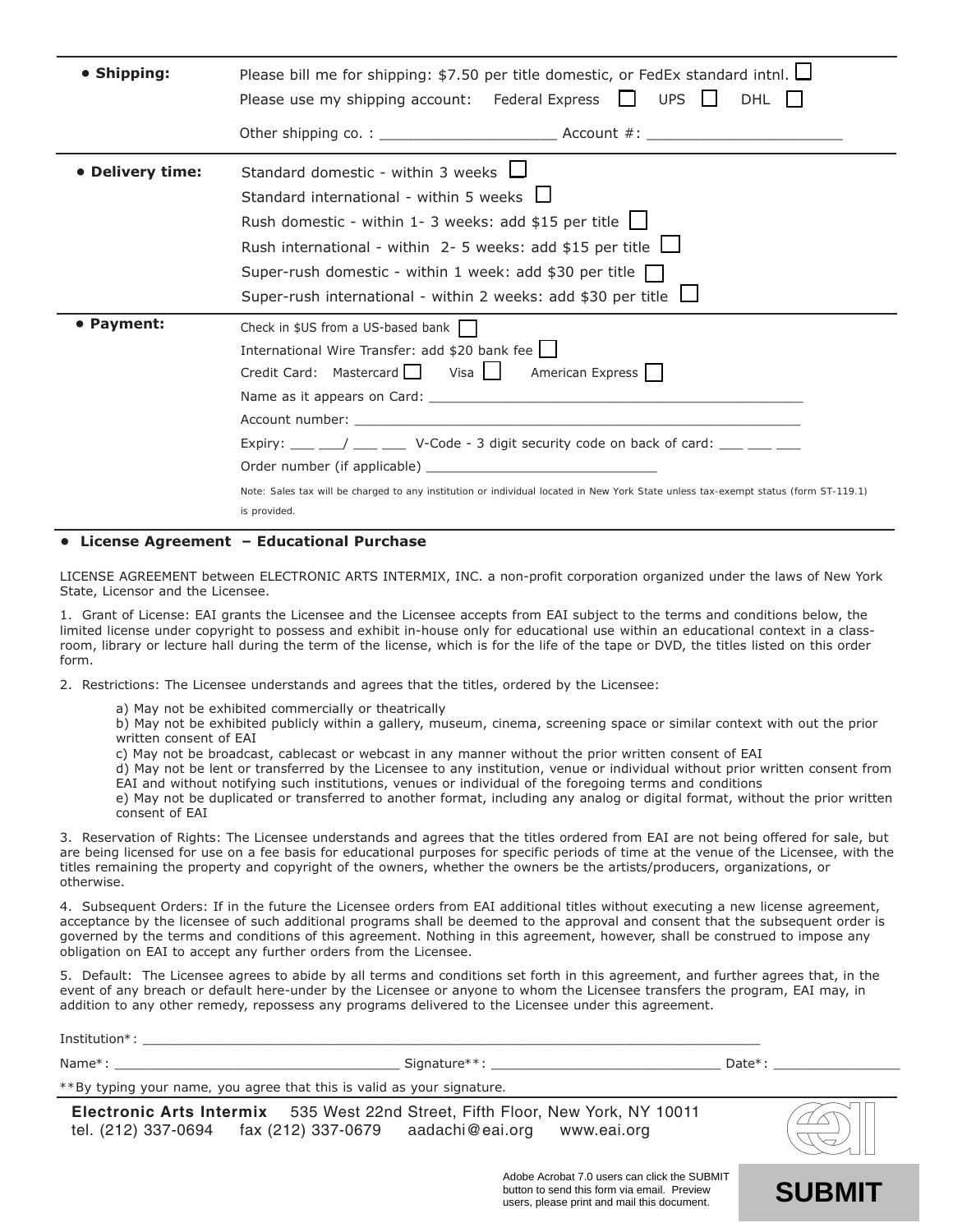**• Shipping:**

Please bill me for shipping: $7.50 per title domestic, or FedEx standard intnl. ☐

Please use my shipping account: Federal Express ☐ UPS ☐ DHL ☐

Other shipping co. : ____________________ Account #: ______________________

**• Delivery time:**

Standard domestic - within 3 weeks ☐

Standard international - within 5 weeks ☐

Rush domestic - within 1- 3 weeks: add $15 per title ☐

Rush international - within 2- 5 weeks: add $15 per title ☐

Super-rush domestic - within 1 week: add $30 per title ☐

Super-rush international - within 2 weeks: add $30 per title ☐

**• Payment:**

Check in $US from a US-based bank ☐

International Wire Transfer: add $20 bank fee ☐

Credit Card: Mastercard ☐ Visa ☐ American Express ☐

Name as it appears on Card: ______________________________________________

Account number: __________________________________________________

Expiry: ___ ___/ ___ ___ V-Code - 3 digit security code on back of card: ___ ___ ___

Order number (if applicable) ____________________________

Note: Sales tax will be charged to any institution or individual located in New York State unless tax-exempt status (form ST-119.1) is provided.

**• License Agreement – Educational Purchase**

LICENSE AGREEMENT between ELECTRONIC ARTS INTERMIX, INC. a non-profit corporation organized under the laws of New York State, Licensor and the Licensee.

1. Grant of License: EAI grants the Licensee and the Licensee accepts from EAI subject to the terms and conditions below, the limited license under copyright to possess and exhibit in-house only for educational use within an educational context in a class-room, library or lecture hall during the term of the license, which is for the life of the tape or DVD, the titles listed on this order form.

2. Restrictions: The Licensee understands and agrees that the titles, ordered by the Licensee:

a) May not be exhibited commercially or theatrically
b) May not be exhibited publicly within a gallery, museum, cinema, screening space or similar context with out the prior written consent of EAI
c) May not be broadcast, cablecast or webcast in any manner without the prior written consent of EAI
d) May not be lent or transferred by the Licensee to any institution, venue or individual without prior written consent from EAI and without notifying such institutions, venues or individual of the foregoing terms and conditions
e) May not be duplicated or transferred to another format, including any analog or digital format, without the prior written consent of EAI

3. Reservation of Rights: The Licensee understands and agrees that the titles ordered from EAI are not being offered for sale, but are being licensed for use on a fee basis for educational purposes for specific periods of time at the venue of the Licensee, with the titles remaining the property and copyright of the owners, whether the owners be the artists/producers, organizations, or otherwise.

4. Subsequent Orders: If in the future the Licensee orders from EAI additional titles without executing a new license agreement, acceptance by the licensee of such additional programs shall be deemed to the approval and consent that the subsequent order is governed by the terms and conditions of this agreement. Nothing in this agreement, however, shall be construed to impose any obligation on EAI to accept any further orders from the Licensee.

5. Default: The Licensee agrees to abide by all terms and conditions set forth in this agreement, and further agrees that, in the event of any breach or default here-under by the Licensee or anyone to whom the Licensee transfers the program, EAI may, in addition to any other remedy, repossess any programs delivered to the Licensee under this agreement.

Institution*: ______________________________________________________________

Name*: ______________________ Signature**: ______________________ Date*: ______________

**By typing your name, you agree that this is valid as your signature.

**Electronic Arts Intermix** 535 West 22nd Street, Fifth Floor, New York, NY 10011
tel. (212) 337-0694 fax (212) 337-0679 aadachi@eai.org www.eai.org

Adobe Acrobat 7.0 users can click the SUBMIT button to send this form via email. Preview users, please print and mail this document.

SUBMIT